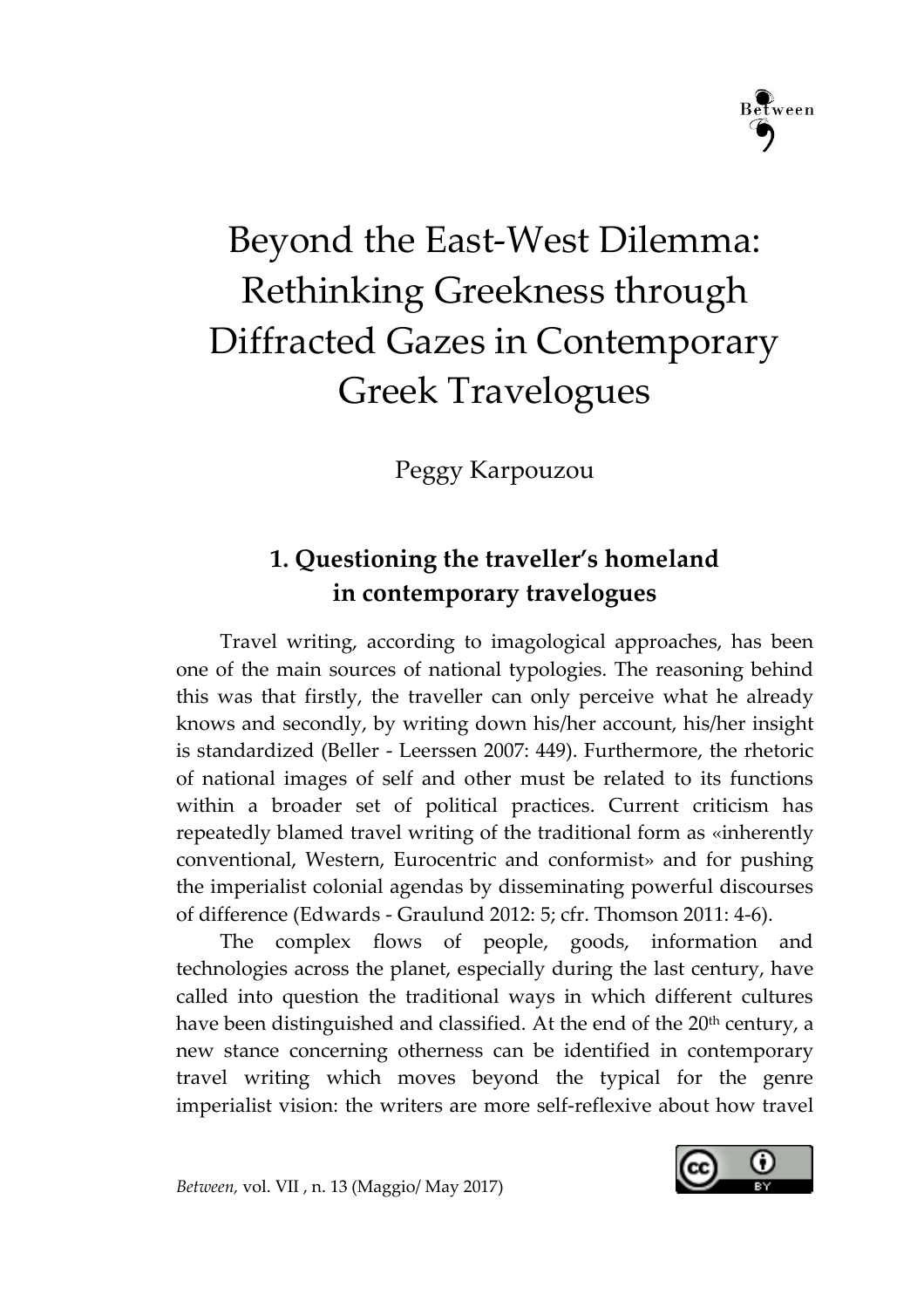# Beyond the East-West Dilemma: Rethinking Greekness through Diffracted Gazes in Contemporary Greek Travelogues

Peggy Karpouzou

## 1. Questioning the traveller's homeland in contemporary travelogues

Travel writing, according to imagological approaches, has been one of the main sources of national typologies. The reasoning behind this was that firstly, the traveller can only perceive what he already knows and secondly, by writing down his/her account, his/her insight is standardized (Beller - Leerssen 2007: 449). Furthermore, the rhetoric of national images of self and other must be related to its functions within a broader set of political practices. Current criticism has repeatedly blamed travel writing of the traditional form as «inherently conventional, Western, Eurocentric and conformist» and for pushing the imperialist colonial agendas by disseminating powerful discourses of difference (Edwards - Graulund 2012: 5; cfr. Thomson 2011: 4-6).

The complex flows of people, goods, information and technologies across the planet, especially during the last century, have called into question the traditional ways in which different cultures have been distinguished and classified. At the end of the 20th century, a new stance concerning otherness can be identified in contemporary travel writing which moves beyond the typical for the genre imperialist vision: the writers are more self-reflexive about how travel

*Between*, vol. VII , n. 13 (Maggio/ May 2017)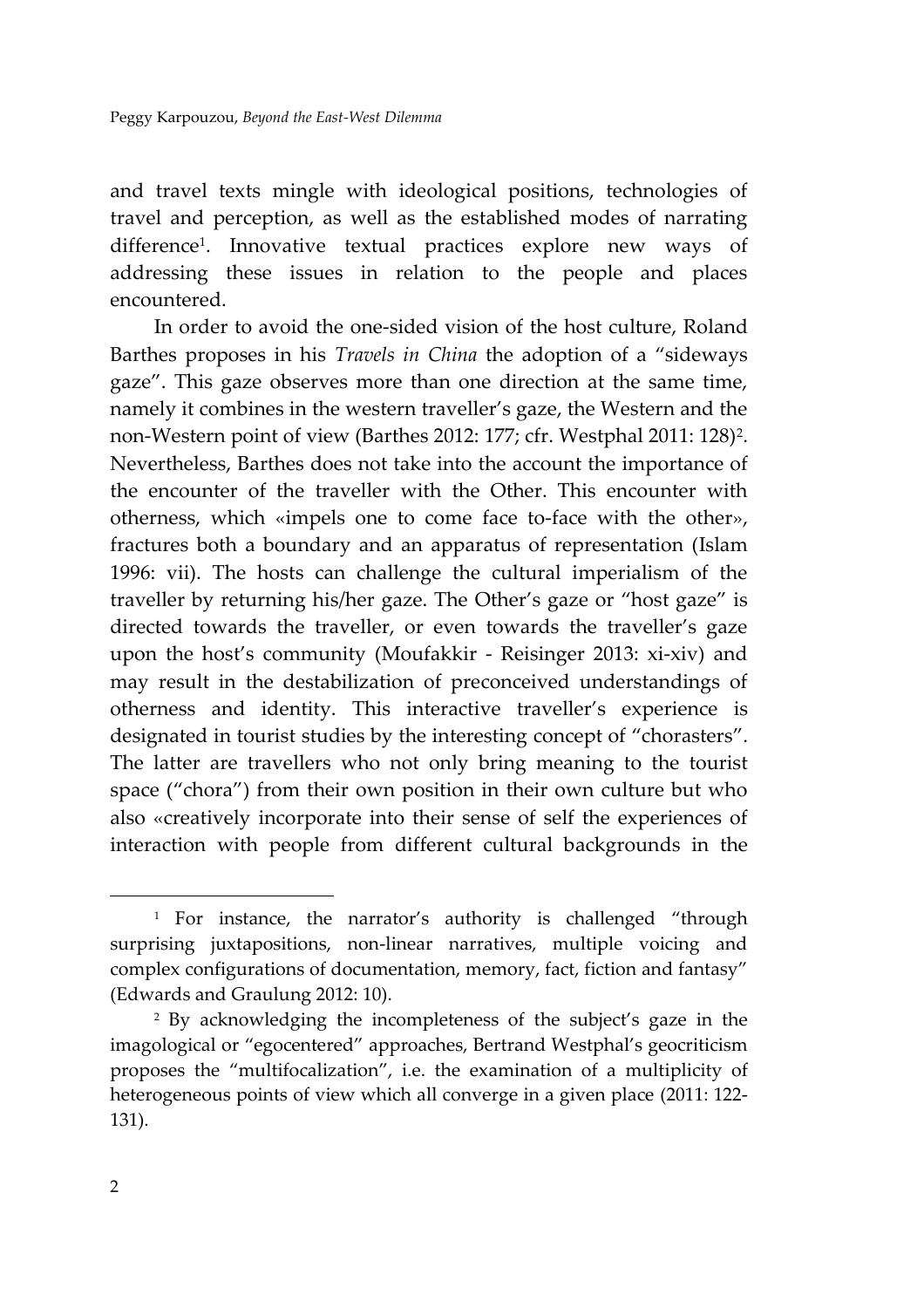and travel texts mingle with ideological positions, technologies of travel and perception, as well as the established modes of narrating difference[1]. Innovative textual practices explore new ways of addressing these issues in relation to the people and places encountered.

In order to avoid the one-sided vision of the host culture, Roland Barthes proposes in his *Travels in China* the adoption of a "sideways gaze". This gaze observes more than one direction at the same time, namely it combines in the western traveller's gaze, the Western and the non-Western point of view (Barthes 2012: 177; cfr. Westphal 2011: 128)[2]. Nevertheless, Barthes does not take into the account the importance of the encounter of the traveller with the Other. This encounter with otherness, which «impels one to come face to-face with the other», fractures both a boundary and an apparatus of representation (Islam 1996: vii). The hosts can challenge the cultural imperialism of the traveller by returning his/her gaze. The Other's gaze or "host gaze" is directed towards the traveller, or even towards the traveller's gaze upon the host's community (Moufakkir - Reisinger 2013: xi-xiv) and may result in the destabilization of preconceived understandings of otherness and identity. This interactive traveller's experience is designated in tourist studies by the interesting concept of "chorasters". The latter are travellers who not only bring meaning to the tourist space ("chora") from their own position in their own culture but who also «creatively incorporate into their sense of self the experiences of interaction with people from different cultural backgrounds in the

---

[1] For instance, the narrator's authority is challenged "through surprising juxtapositions, non-linear narratives, multiple voicing and complex configurations of documentation, memory, fact, fiction and fantasy" (Edwards and Graulung 2012: 10).

[2] By acknowledging the incompleteness of the subject's gaze in the imagological or "egocentered" approaches, Bertrand Westphal's geocriticism proposes the "multifocalization", i.e. the examination of a multiplicity of heterogeneous points of view which all converge in a given place (2011: 122-131).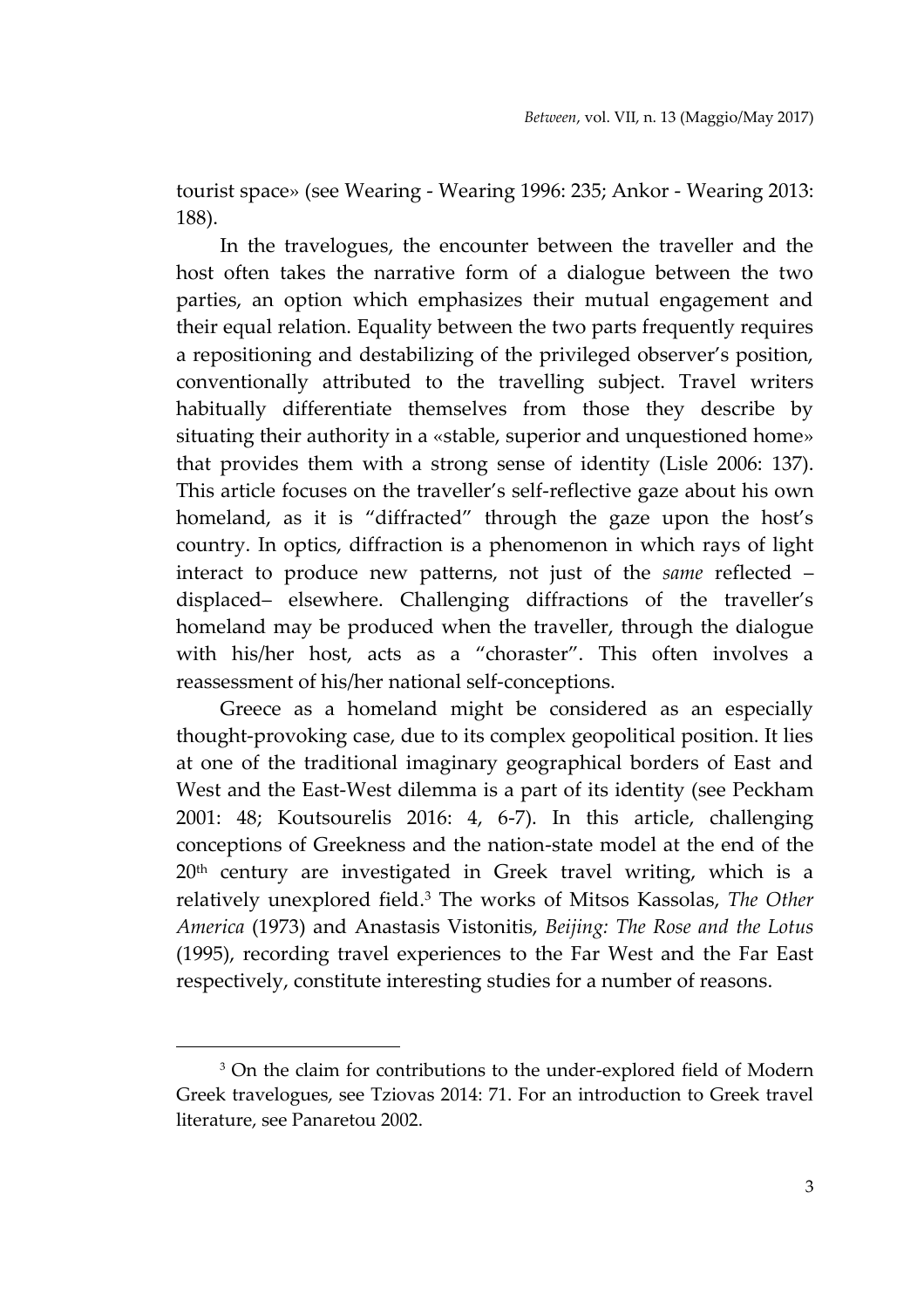tourist space» (see Wearing - Wearing 1996: 235; Ankor - Wearing 2013: 188).

In the travelogues, the encounter between the traveller and the host often takes the narrative form of a dialogue between the two parties, an option which emphasizes their mutual engagement and their equal relation. Equality between the two parts frequently requires a repositioning and destabilizing of the privileged observer's position, conventionally attributed to the travelling subject. Travel writers habitually differentiate themselves from those they describe by situating their authority in a «stable, superior and unquestioned home» that provides them with a strong sense of identity (Lisle 2006: 137). This article focuses on the traveller's self-reflective gaze about his own homeland, as it is "diffracted" through the gaze upon the host's country. In optics, diffraction is a phenomenon in which rays of light interact to produce new patterns, not just of the *same* reflected – displaced– elsewhere. Challenging diffractions of the traveller's homeland may be produced when the traveller, through the dialogue with his/her host, acts as a "choraster". This often involves a reassessment of his/her national self-conceptions.

Greece as a homeland might be considered as an especially thought-provoking case, due to its complex geopolitical position. It lies at one of the traditional imaginary geographical borders of East and West and the East-West dilemma is a part of its identity (see Peckham 2001: 48; Koutsourelis 2016: 4, 6-7). In this article, challenging conceptions of Greekness and the nation-state model at the end of the 20th century are investigated in Greek travel writing, which is a relatively unexplored field.[3] The works of Mitsos Kassolas, *The Other America* (1973) and Anastasis Vistonitis, *Beijing: The Rose and the Lotus* (1995), recording travel experiences to the Far West and the Far East respectively, constitute interesting studies for a number of reasons.

[3] On the claim for contributions to the under-explored field of Modern Greek travelogues, see Tziovas 2014: 71. For an introduction to Greek travel literature, see Panaretou 2002.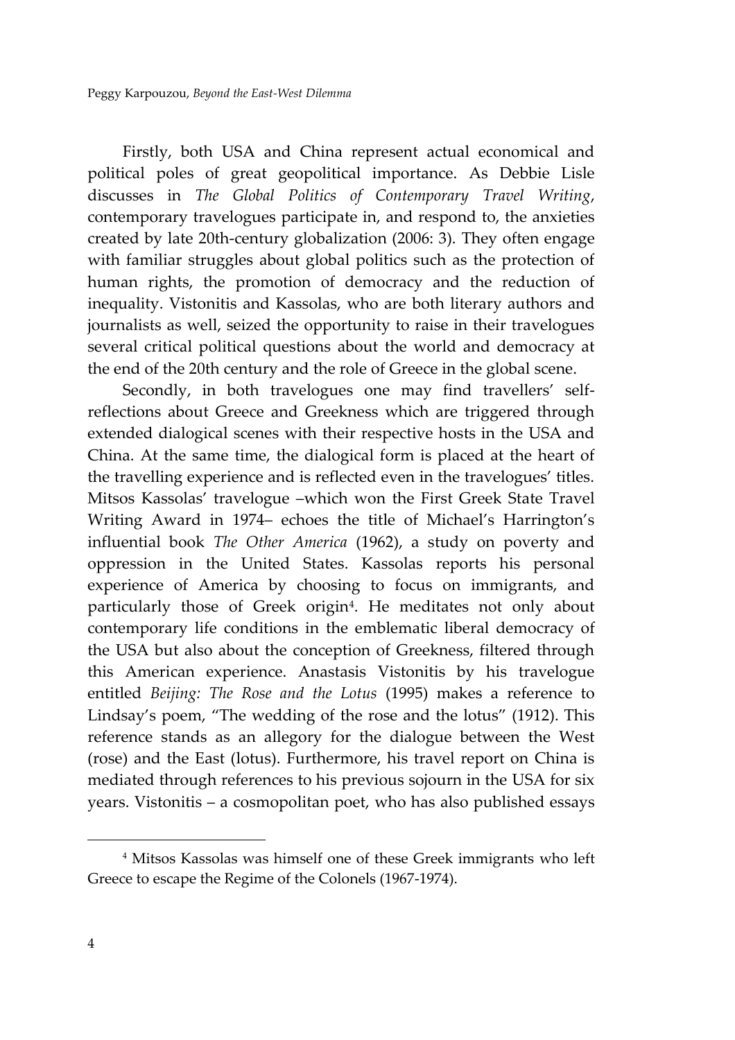Firstly, both USA and China represent actual economical and political poles of great geopolitical importance. As Debbie Lisle discusses in *The Global Politics of Contemporary Travel Writing*, contemporary travelogues participate in, and respond to, the anxieties created by late 20th-century globalization (2006: 3). They often engage with familiar struggles about global politics such as the protection of human rights, the promotion of democracy and the reduction of inequality. Vistonitis and Kassolas, who are both literary authors and journalists as well, seized the opportunity to raise in their travelogues several critical political questions about the world and democracy at the end of the 20th century and the role of Greece in the global scene.

Secondly, in both travelogues one may find travellers' self-reflections about Greece and Greekness which are triggered through extended dialogical scenes with their respective hosts in the USA and China. At the same time, the dialogical form is placed at the heart of the travelling experience and is reflected even in the travelogues' titles. Mitsos Kassolas' travelogue –which won the First Greek State Travel Writing Award in 1974– echoes the title of Michael's Harrington's influential book *The Other America* (1962), a study on poverty and oppression in the United States. Kassolas reports his personal experience of America by choosing to focus on immigrants, and particularly those of Greek origin[4]. He meditates not only about contemporary life conditions in the emblematic liberal democracy of the USA but also about the conception of Greekness, filtered through this American experience. Anastasis Vistonitis by his travelogue entitled *Beijing: The Rose and the Lotus* (1995) makes a reference to Lindsay's poem, "The wedding of the rose and the lotus" (1912). This reference stands as an allegory for the dialogue between the West (rose) and the East (lotus). Furthermore, his travel report on China is mediated through references to his previous sojourn in the USA for six years. Vistonitis – a cosmopolitan poet, who has also published essays

[4] Mitsos Kassolas was himself one of these Greek immigrants who left Greece to escape the Regime of the Colonels (1967-1974).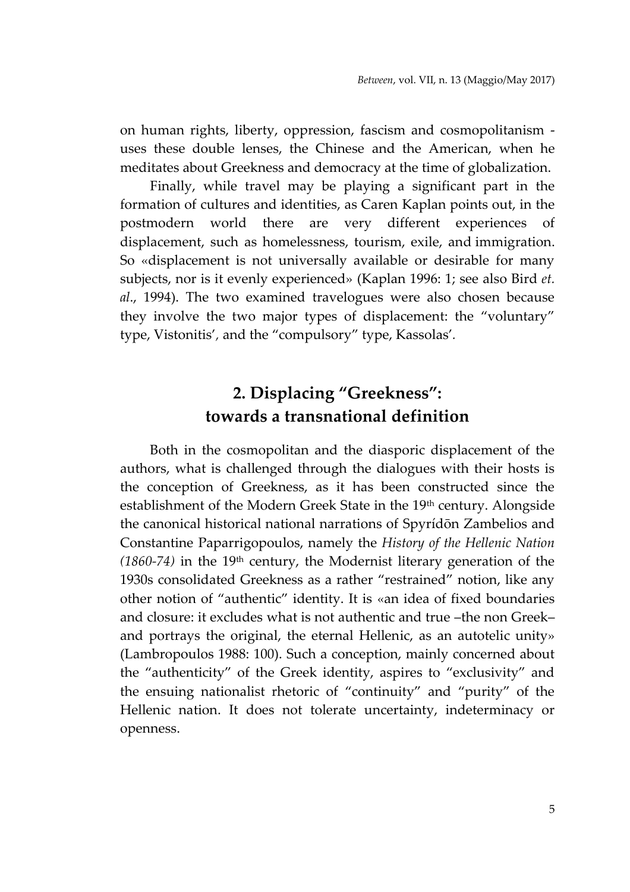on human rights, liberty, oppression, fascism and cosmopolitanism - uses these double lenses, the Chinese and the American, when he meditates about Greekness and democracy at the time of globalization.

Finally, while travel may be playing a significant part in the formation of cultures and identities, as Caren Kaplan points out, in the postmodern world there are very different experiences of displacement, such as homelessness, tourism, exile, and immigration. So «displacement is not universally available or desirable for many subjects, nor is it evenly experienced» (Kaplan 1996: 1; see also Bird *et. al*., 1994). The two examined travelogues were also chosen because they involve the two major types of displacement: the "voluntary" type, Vistonitis', and the "compulsory" type, Kassolas'.

## 2. Displacing "Greekness": towards a transnational definition

Both in the cosmopolitan and the diasporic displacement of the authors, what is challenged through the dialogues with their hosts is the conception of Greekness, as it has been constructed since the establishment of the Modern Greek State in the 19th century. Alongside the canonical historical national narrations of Spyrídōn Zambelios and Constantine Paparrigopoulos, namely the *History of the Hellenic Nation (1860-74)* in the 19th century, the Modernist literary generation of the 1930s consolidated Greekness as a rather "restrained" notion, like any other notion of "authentic" identity. It is «an idea of fixed boundaries and closure: it excludes what is not authentic and true –the non Greek– and portrays the original, the eternal Hellenic, as an autotelic unity» (Lambropoulos 1988: 100). Such a conception, mainly concerned about the "authenticity" of the Greek identity, aspires to "exclusivity" and the ensuing nationalist rhetoric of "continuity" and "purity" of the Hellenic nation. It does not tolerate uncertainty, indeterminacy or openness.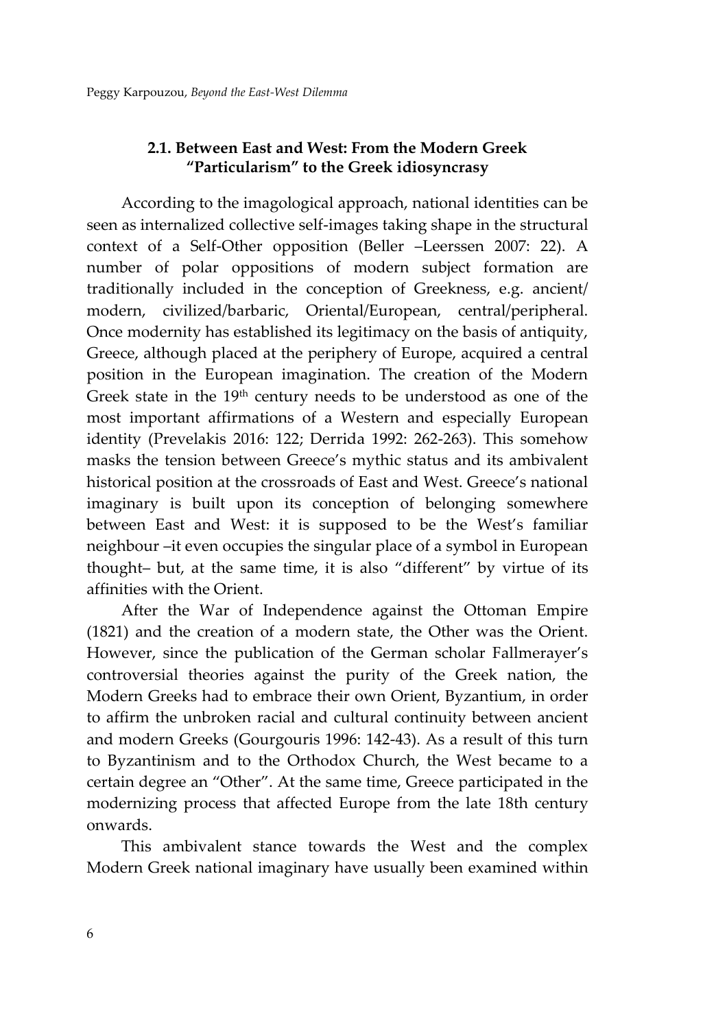## 2.1. Between East and West: From the Modern Greek "Particularism" to the Greek idiosyncrasy

According to the imagological approach, national identities can be seen as internalized collective self-images taking shape in the structural context of a Self-Other opposition (Beller –Leerssen 2007: 22). A number of polar oppositions of modern subject formation are traditionally included in the conception of Greekness, e.g. ancient/ modern, civilized/barbaric, Oriental/European, central/peripheral. Once modernity has established its legitimacy on the basis of antiquity, Greece, although placed at the periphery of Europe, acquired a central position in the European imagination. The creation of the Modern Greek state in the 19th century needs to be understood as one of the most important affirmations of a Western and especially European identity (Prevelakis 2016: 122; Derrida 1992: 262-263). This somehow masks the tension between Greece's mythic status and its ambivalent historical position at the crossroads of East and West. Greece's national imaginary is built upon its conception of belonging somewhere between East and West: it is supposed to be the West's familiar neighbour –it even occupies the singular place of a symbol in European thought– but, at the same time, it is also "different" by virtue of its affinities with the Orient.

After the War of Independence against the Ottoman Empire (1821) and the creation of a modern state, the Other was the Orient. However, since the publication of the German scholar Fallmerayer's controversial theories against the purity of the Greek nation, the Modern Greeks had to embrace their own Orient, Byzantium, in order to affirm the unbroken racial and cultural continuity between ancient and modern Greeks (Gourgouris 1996: 142-43). As a result of this turn to Byzantinism and to the Orthodox Church, the West became to a certain degree an "Other". At the same time, Greece participated in the modernizing process that affected Europe from the late 18th century onwards.

This ambivalent stance towards the West and the complex Modern Greek national imaginary have usually been examined within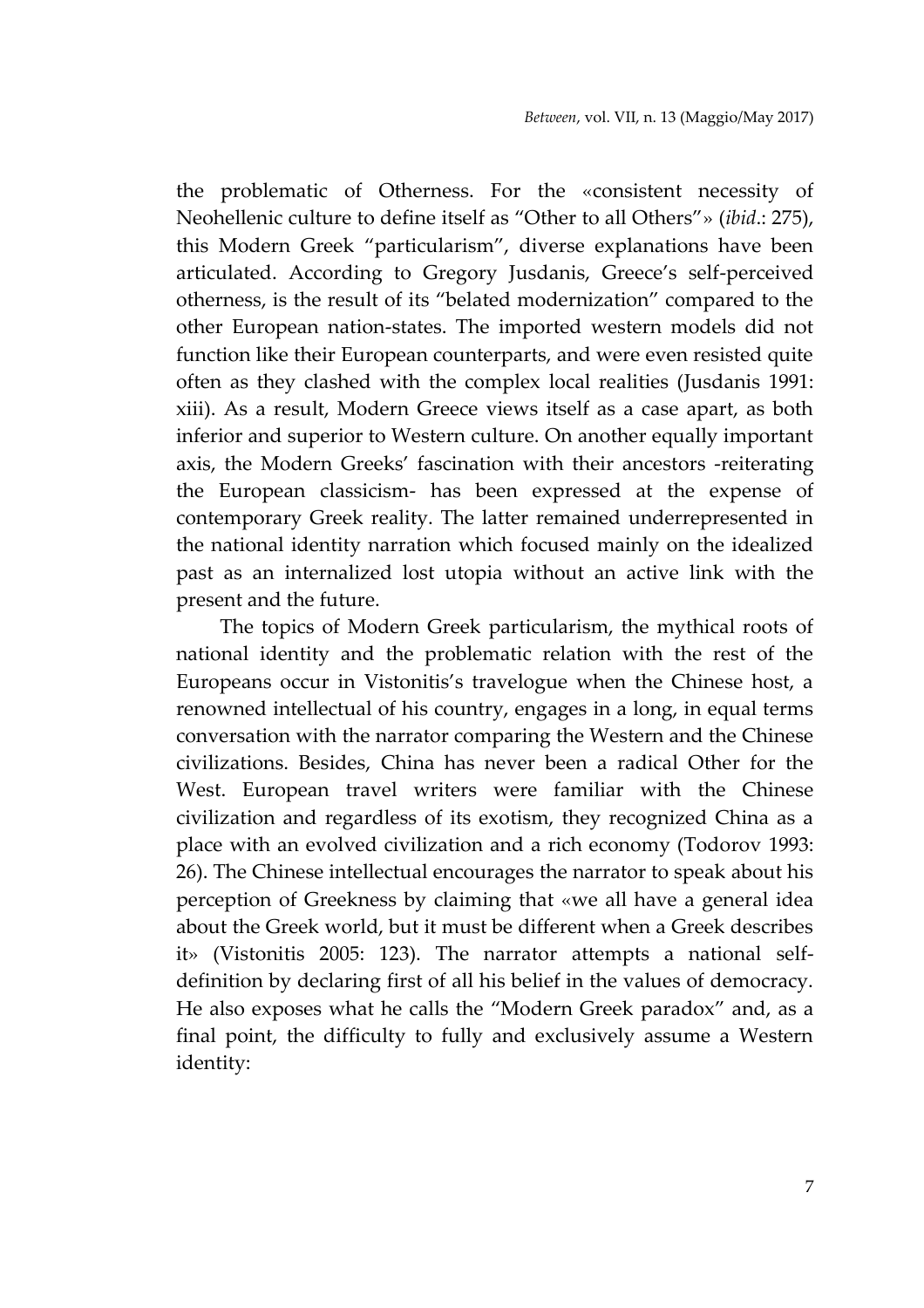the problematic of Otherness. For the «consistent necessity of Neohellenic culture to define itself as "Other to all Others"» (*ibid*.: 275), this Modern Greek "particularism", diverse explanations have been articulated. According to Gregory Jusdanis, Greece's self-perceived otherness, is the result of its "belated modernization" compared to the other European nation-states. The imported western models did not function like their European counterparts, and were even resisted quite often as they clashed with the complex local realities (Jusdanis 1991: xiii). As a result, Modern Greece views itself as a case apart, as both inferior and superior to Western culture. On another equally important axis, the Modern Greeks' fascination with their ancestors -reiterating the European classicism- has been expressed at the expense of contemporary Greek reality. The latter remained underrepresented in the national identity narration which focused mainly on the idealized past as an internalized lost utopia without an active link with the present and the future.

The topics of Modern Greek particularism, the mythical roots of national identity and the problematic relation with the rest of the Europeans occur in Vistonitis's travelogue when the Chinese host, a renowned intellectual of his country, engages in a long, in equal terms conversation with the narrator comparing the Western and the Chinese civilizations. Besides, China has never been a radical Other for the West. European travel writers were familiar with the Chinese civilization and regardless of its exotism, they recognized China as a place with an evolved civilization and a rich economy (Todorov 1993: 26). The Chinese intellectual encourages the narrator to speak about his perception of Greekness by claiming that «we all have a general idea about the Greek world, but it must be different when a Greek describes it» (Vistonitis 2005: 123). The narrator attempts a national self-definition by declaring first of all his belief in the values of democracy. He also exposes what he calls the "Modern Greek paradox" and, as a final point, the difficulty to fully and exclusively assume a Western identity: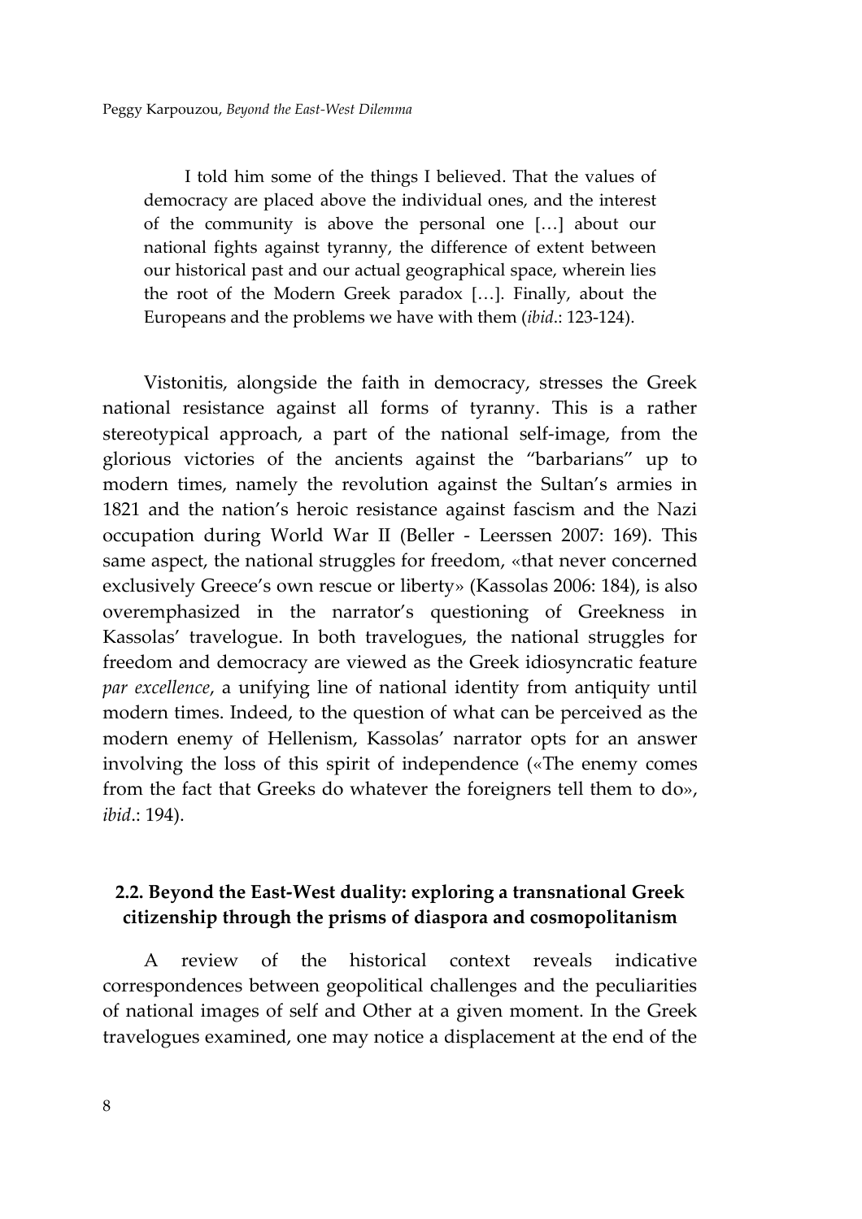> I told him some of the things I believed. That the values of democracy are placed above the individual ones, and the interest of the community is above the personal one […] about our national fights against tyranny, the difference of extent between our historical past and our actual geographical space, wherein lies the root of the Modern Greek paradox […]. Finally, about the Europeans and the problems we have with them (*ibid*.: 123-124).

Vistonitis, alongside the faith in democracy, stresses the Greek national resistance against all forms of tyranny. This is a rather stereotypical approach, a part of the national self-image, from the glorious victories of the ancients against the "barbarians" up to modern times, namely the revolution against the Sultan's armies in 1821 and the nation's heroic resistance against fascism and the Nazi occupation during World War II (Beller - Leerssen 2007: 169). This same aspect, the national struggles for freedom, «that never concerned exclusively Greece's own rescue or liberty» (Kassolas 2006: 184), is also overemphasized in the narrator's questioning of Greekness in Kassolas' travelogue. In both travelogues, the national struggles for freedom and democracy are viewed as the Greek idiosyncratic feature *par excellence*, a unifying line of national identity from antiquity until modern times. Indeed, to the question of what can be perceived as the modern enemy of Hellenism, Kassolas' narrator opts for an answer involving the loss of this spirit of independence («The enemy comes from the fact that Greeks do whatever the foreigners tell them to do», *ibid*.: 194).

### 2.2. Beyond the East-West duality: exploring a transnational Greek citizenship through the prisms of diaspora and cosmopolitanism

A review of the historical context reveals indicative correspondences between geopolitical challenges and the peculiarities of national images of self and Other at a given moment. In the Greek travelogues examined, one may notice a displacement at the end of the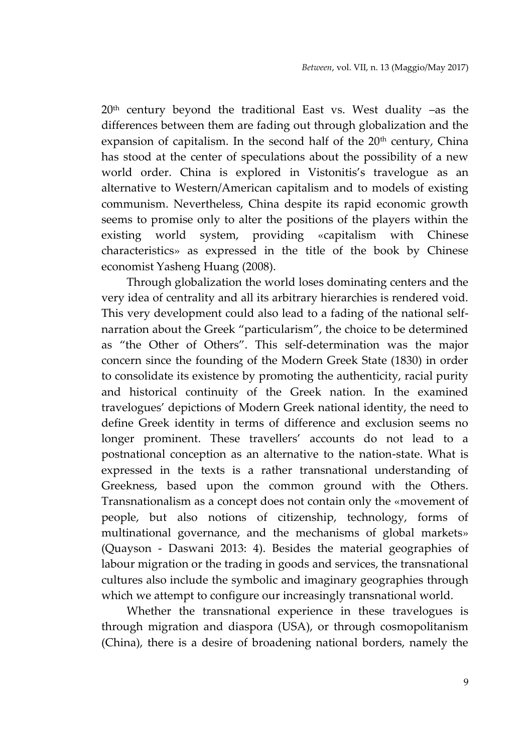20th century beyond the traditional East vs. West duality –as the differences between them are fading out through globalization and the expansion of capitalism. In the second half of the 20th century, China has stood at the center of speculations about the possibility of a new world order. China is explored in Vistonitis's travelogue as an alternative to Western/American capitalism and to models of existing communism. Nevertheless, China despite its rapid economic growth seems to promise only to alter the positions of the players within the existing world system, providing «capitalism with Chinese characteristics» as expressed in the title of the book by Chinese economist Yasheng Huang (2008).

Through globalization the world loses dominating centers and the very idea of centrality and all its arbitrary hierarchies is rendered void. This very development could also lead to a fading of the national self-narration about the Greek "particularism", the choice to be determined as "the Other of Others". This self-determination was the major concern since the founding of the Modern Greek State (1830) in order to consolidate its existence by promoting the authenticity, racial purity and historical continuity of the Greek nation. In the examined travelogues' depictions of Modern Greek national identity, the need to define Greek identity in terms of difference and exclusion seems no longer prominent. These travellers' accounts do not lead to a postnational conception as an alternative to the nation-state. What is expressed in the texts is a rather transnational understanding of Greekness, based upon the common ground with the Others. Transnationalism as a concept does not contain only the «movement of people, but also notions of citizenship, technology, forms of multinational governance, and the mechanisms of global markets» (Quayson - Daswani 2013: 4). Besides the material geographies of labour migration or the trading in goods and services, the transnational cultures also include the symbolic and imaginary geographies through which we attempt to configure our increasingly transnational world.

Whether the transnational experience in these travelogues is through migration and diaspora (USA), or through cosmopolitanism (China), there is a desire of broadening national borders, namely the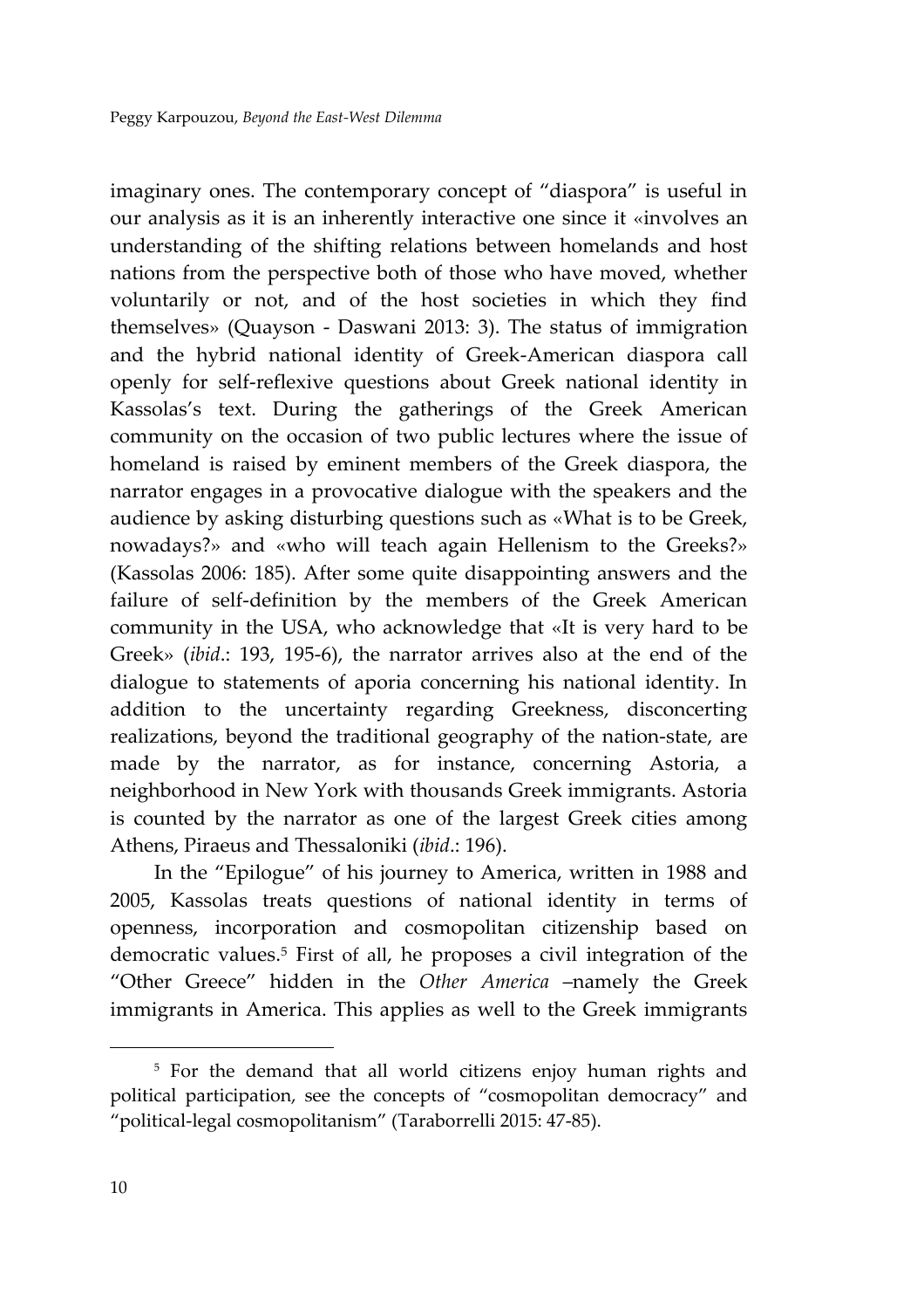imaginary ones. The contemporary concept of "diaspora" is useful in our analysis as it is an inherently interactive one since it «involves an understanding of the shifting relations between homelands and host nations from the perspective both of those who have moved, whether voluntarily or not, and of the host societies in which they find themselves» (Quayson - Daswani 2013: 3). The status of immigration and the hybrid national identity of Greek-American diaspora call openly for self-reflexive questions about Greek national identity in Kassolas's text. During the gatherings of the Greek American community on the occasion of two public lectures where the issue of homeland is raised by eminent members of the Greek diaspora, the narrator engages in a provocative dialogue with the speakers and the audience by asking disturbing questions such as «What is to be Greek, nowadays?» and «who will teach again Hellenism to the Greeks?» (Kassolas 2006: 185). After some quite disappointing answers and the failure of self-definition by the members of the Greek American community in the USA, who acknowledge that «It is very hard to be Greek» (*ibid*.: 193, 195-6), the narrator arrives also at the end of the dialogue to statements of aporia concerning his national identity. In addition to the uncertainty regarding Greekness, disconcerting realizations, beyond the traditional geography of the nation-state, are made by the narrator, as for instance, concerning Astoria, a neighborhood in New York with thousands Greek immigrants. Astoria is counted by the narrator as one of the largest Greek cities among Athens, Piraeus and Thessaloniki (*ibid*.: 196).

In the "Epilogue" of his journey to America, written in 1988 and 2005, Kassolas treats questions of national identity in terms of openness, incorporation and cosmopolitan citizenship based on democratic values.[5] First of all, he proposes a civil integration of the "Other Greece" hidden in the *Other America* –namely the Greek immigrants in America. This applies as well to the Greek immigrants

[5] For the demand that all world citizens enjoy human rights and political participation, see the concepts of "cosmopolitan democracy" and "political-legal cosmopolitanism" (Taraborrelli 2015: 47-85).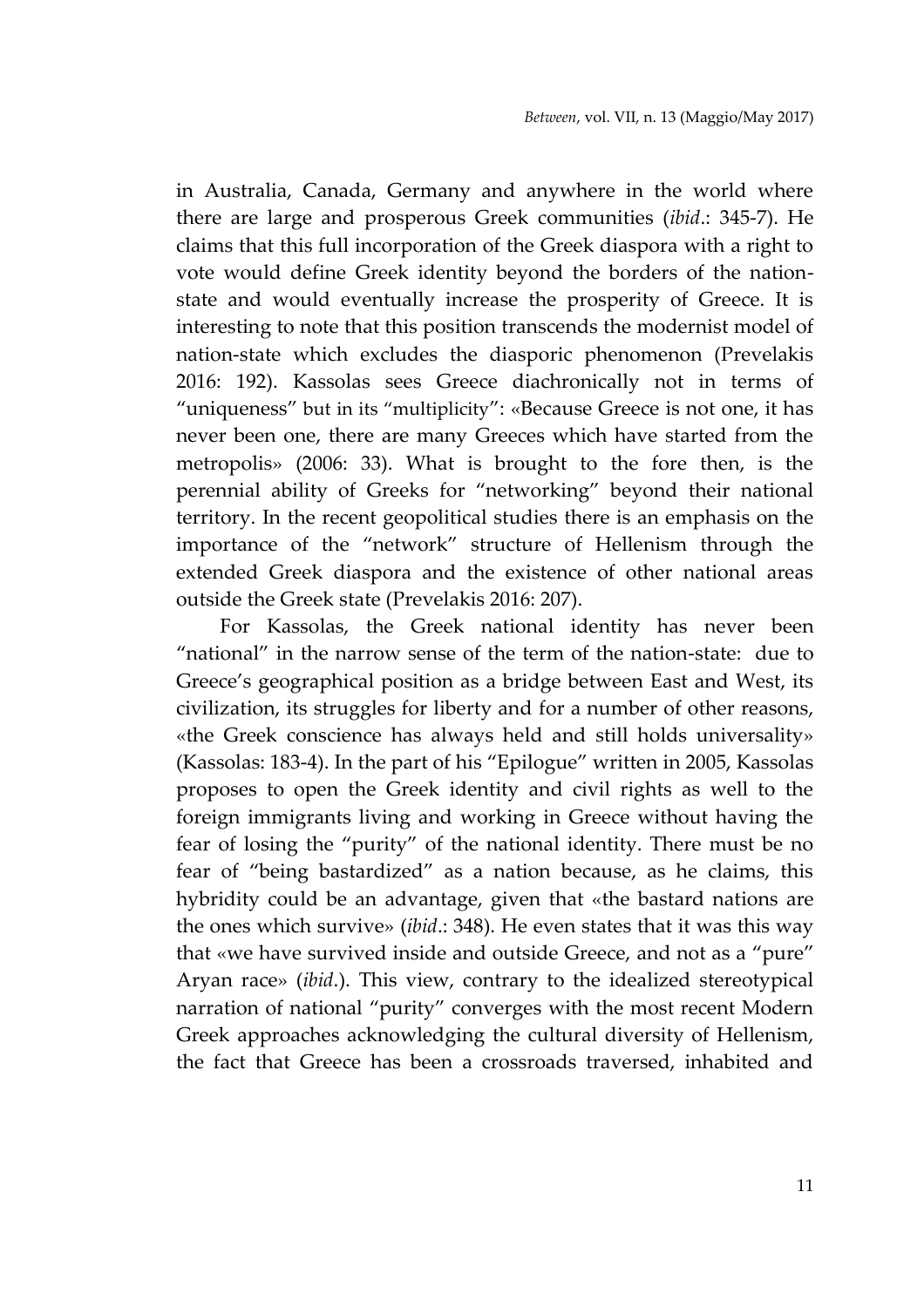in Australia, Canada, Germany and anywhere in the world where there are large and prosperous Greek communities (*ibid*.: 345-7). He claims that this full incorporation of the Greek diaspora with a right to vote would define Greek identity beyond the borders of the nation-state and would eventually increase the prosperity of Greece. It is interesting to note that this position transcends the modernist model of nation-state which excludes the diasporic phenomenon (Prevelakis 2016: 192). Kassolas sees Greece diachronically not in terms of "uniqueness" but in its "multiplicity": «Because Greece is not one, it has never been one, there are many Greeces which have started from the metropolis» (2006: 33). What is brought to the fore then, is the perennial ability of Greeks for "networking" beyond their national territory. In the recent geopolitical studies there is an emphasis on the importance of the "network" structure of Hellenism through the extended Greek diaspora and the existence of other national areas outside the Greek state (Prevelakis 2016: 207).

For Kassolas, the Greek national identity has never been "national" in the narrow sense of the term of the nation-state: due to Greece's geographical position as a bridge between East and West, its civilization, its struggles for liberty and for a number of other reasons, «the Greek conscience has always held and still holds universality» (Kassolas: 183-4). In the part of his "Epilogue" written in 2005, Kassolas proposes to open the Greek identity and civil rights as well to the foreign immigrants living and working in Greece without having the fear of losing the "purity" of the national identity. There must be no fear of "being bastardized" as a nation because, as he claims, this hybridity could be an advantage, given that «the bastard nations are the ones which survive» (*ibid*.: 348). He even states that it was this way that «we have survived inside and outside Greece, and not as a "pure" Aryan race» (*ibid*.). This view, contrary to the idealized stereotypical narration of national "purity" converges with the most recent Modern Greek approaches acknowledging the cultural diversity of Hellenism, the fact that Greece has been a crossroads traversed, inhabited and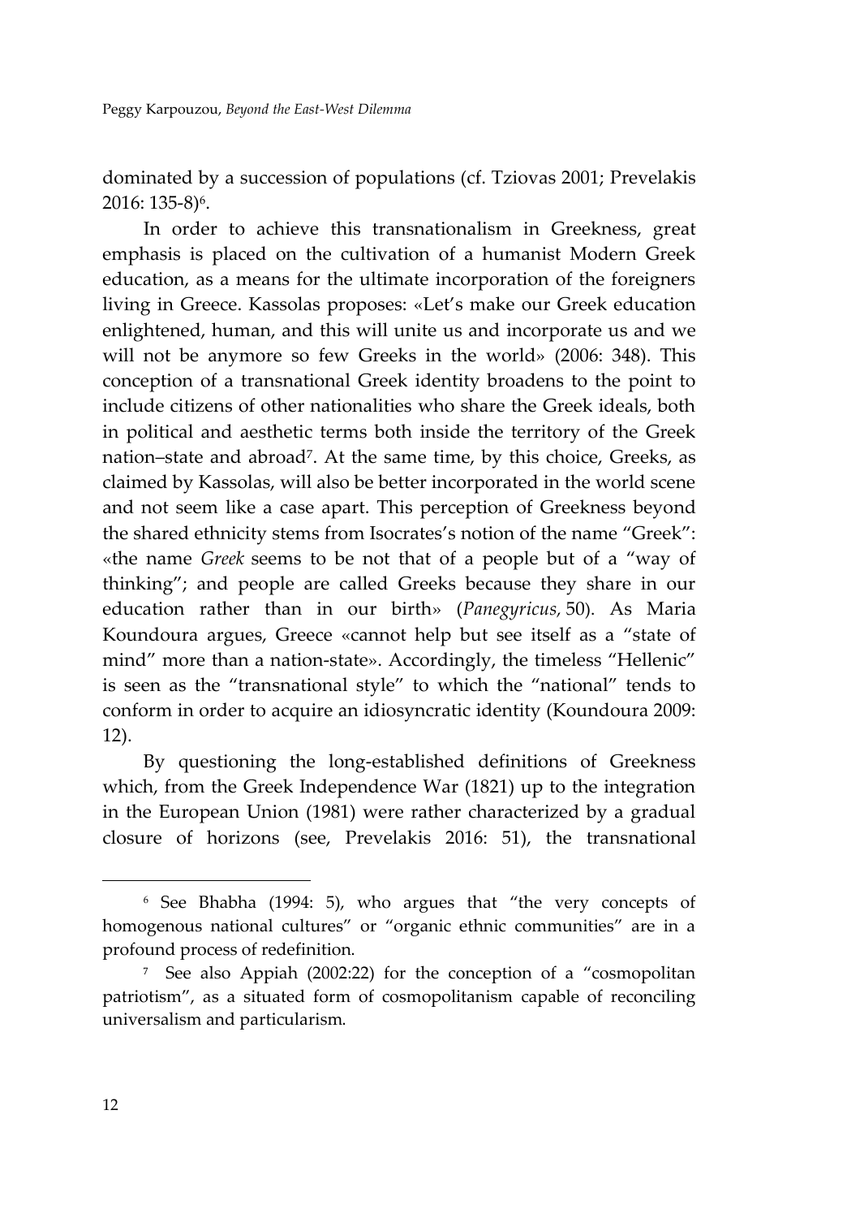dominated by a succession of populations (cf. Tziovas 2001; Prevelakis 2016: 135-8)[6].

In order to achieve this transnationalism in Greekness, great emphasis is placed on the cultivation of a humanist Modern Greek education, as a means for the ultimate incorporation of the foreigners living in Greece. Kassolas proposes: «Let's make our Greek education enlightened, human, and this will unite us and incorporate us and we will not be anymore so few Greeks in the world» (2006: 348). This conception of a transnational Greek identity broadens to the point to include citizens of other nationalities who share the Greek ideals, both in political and aesthetic terms both inside the territory of the Greek nation–state and abroad[7]. At the same time, by this choice, Greeks, as claimed by Kassolas, will also be better incorporated in the world scene and not seem like a case apart. This perception of Greekness beyond the shared ethnicity stems from Isocrates's notion of the name "Greek": «the name *Greek* seems to be not that of a people but of a "way of thinking"; and people are called Greeks because they share in our education rather than in our birth» (*Panegyricus,* 50). As Maria Koundoura argues, Greece «cannot help but see itself as a "state of mind" more than a nation-state». Accordingly, the timeless "Hellenic" is seen as the "transnational style" to which the "national" tends to conform in order to acquire an idiosyncratic identity (Koundoura 2009: 12).

By questioning the long-established definitions of Greekness which, from the Greek Independence War (1821) up to the integration in the European Union (1981) were rather characterized by a gradual closure of horizons (see, Prevelakis 2016: 51), the transnational

---

[6] See Bhabha (1994: 5), who argues that "the very concepts of homogenous national cultures" or "organic ethnic communities" are in a profound process of redefinition.

[7] See also Appiah (2002:22) for the conception of a "cosmopolitan patriotism", as a situated form of cosmopolitanism capable of reconciling universalism and particularism.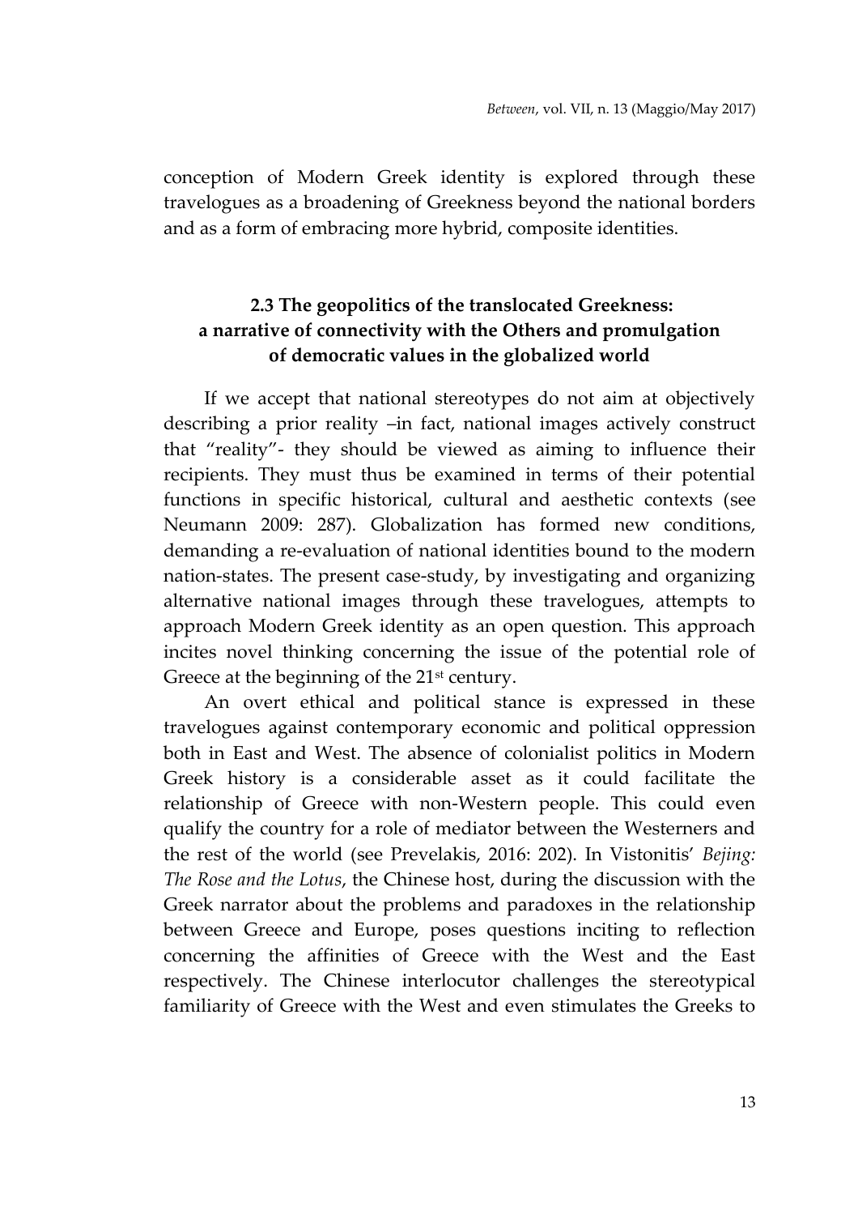conception of Modern Greek identity is explored through these travelogues as a broadening of Greekness beyond the national borders and as a form of embracing more hybrid, composite identities.

### 2.3 The geopolitics of the translocated Greekness: a narrative of connectivity with the Others and promulgation of democratic values in the globalized world

If we accept that national stereotypes do not aim at objectively describing a prior reality –in fact, national images actively construct that "reality"- they should be viewed as aiming to influence their recipients. They must thus be examined in terms of their potential functions in specific historical, cultural and aesthetic contexts (see Neumann 2009: 287). Globalization has formed new conditions, demanding a re-evaluation of national identities bound to the modern nation-states. The present case-study, by investigating and organizing alternative national images through these travelogues, attempts to approach Modern Greek identity as an open question. This approach incites novel thinking concerning the issue of the potential role of Greece at the beginning of the 21st century.

An overt ethical and political stance is expressed in these travelogues against contemporary economic and political oppression both in East and West. The absence of colonialist politics in Modern Greek history is a considerable asset as it could facilitate the relationship of Greece with non-Western people. This could even qualify the country for a role of mediator between the Westerners and the rest of the world (see Prevelakis, 2016: 202). In Vistonitis' *Bejing: The Rose and the Lotus*, the Chinese host, during the discussion with the Greek narrator about the problems and paradoxes in the relationship between Greece and Europe, poses questions inciting to reflection concerning the affinities of Greece with the West and the East respectively. The Chinese interlocutor challenges the stereotypical familiarity of Greece with the West and even stimulates the Greeks to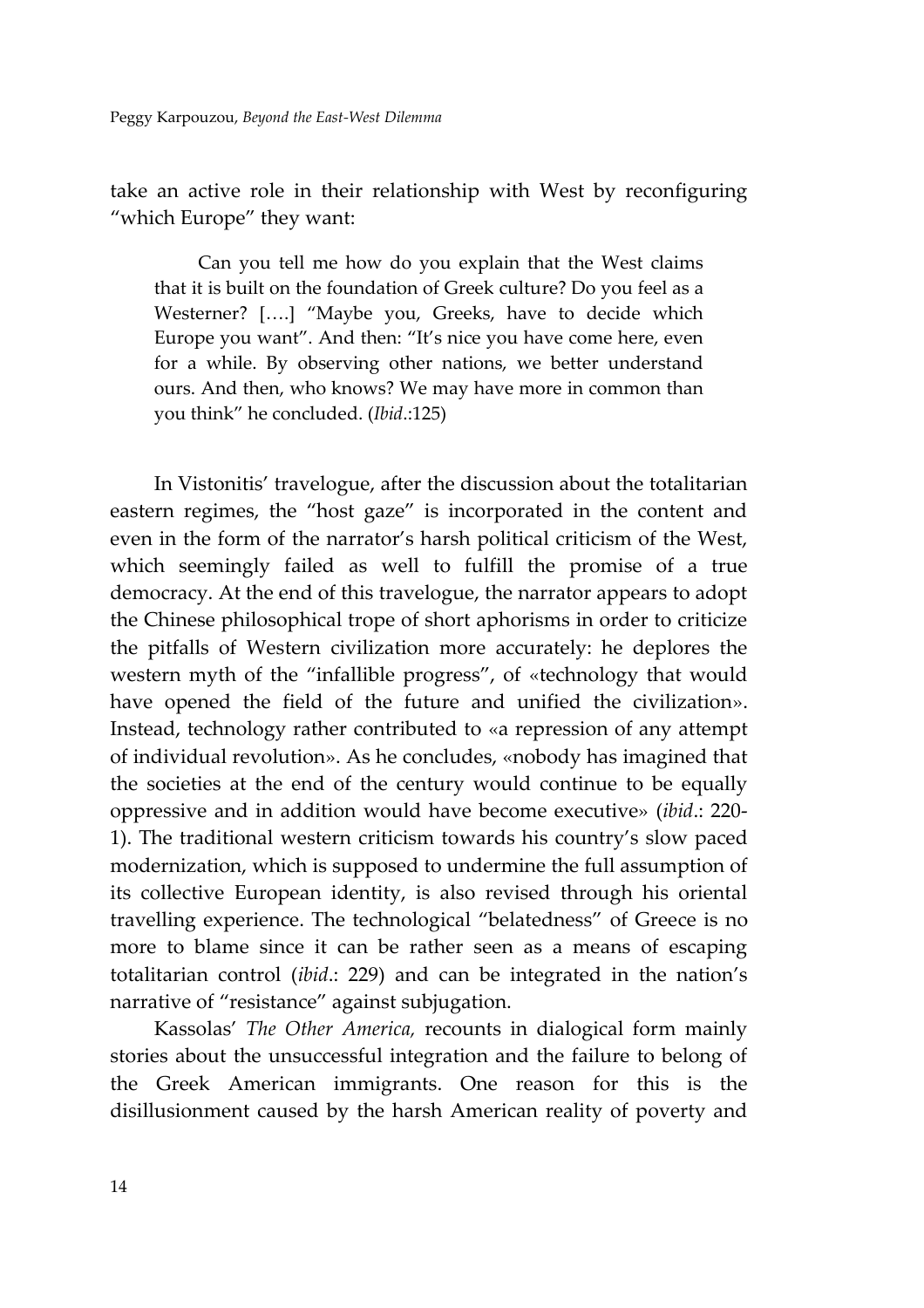take an active role in their relationship with West by reconfiguring "which Europe" they want:

> Can you tell me how do you explain that the West claims that it is built on the foundation of Greek culture? Do you feel as a Westerner? [….] "Maybe you, Greeks, have to decide which Europe you want". And then: "It's nice you have come here, even for a while. By observing other nations, we better understand ours. And then, who knows? We may have more in common than you think" he concluded. (*Ibid*.:125)

In Vistonitis' travelogue, after the discussion about the totalitarian eastern regimes, the "host gaze" is incorporated in the content and even in the form of the narrator's harsh political criticism of the West, which seemingly failed as well to fulfill the promise of a true democracy. At the end of this travelogue, the narrator appears to adopt the Chinese philosophical trope of short aphorisms in order to criticize the pitfalls of Western civilization more accurately: he deplores the western myth of the "infallible progress", of «technology that would have opened the field of the future and unified the civilization». Instead, technology rather contributed to «a repression of any attempt of individual revolution». As he concludes, «nobody has imagined that the societies at the end of the century would continue to be equally oppressive and in addition would have become executive» (*ibid*.: 220-1). The traditional western criticism towards his country's slow paced modernization, which is supposed to undermine the full assumption of its collective European identity, is also revised through his oriental travelling experience. The technological "belatedness" of Greece is no more to blame since it can be rather seen as a means of escaping totalitarian control (*ibid*.: 229) and can be integrated in the nation's narrative of "resistance" against subjugation.

Kassolas' *The Other America,* recounts in dialogical form mainly stories about the unsuccessful integration and the failure to belong of the Greek American immigrants. One reason for this is the disillusionment caused by the harsh American reality of poverty and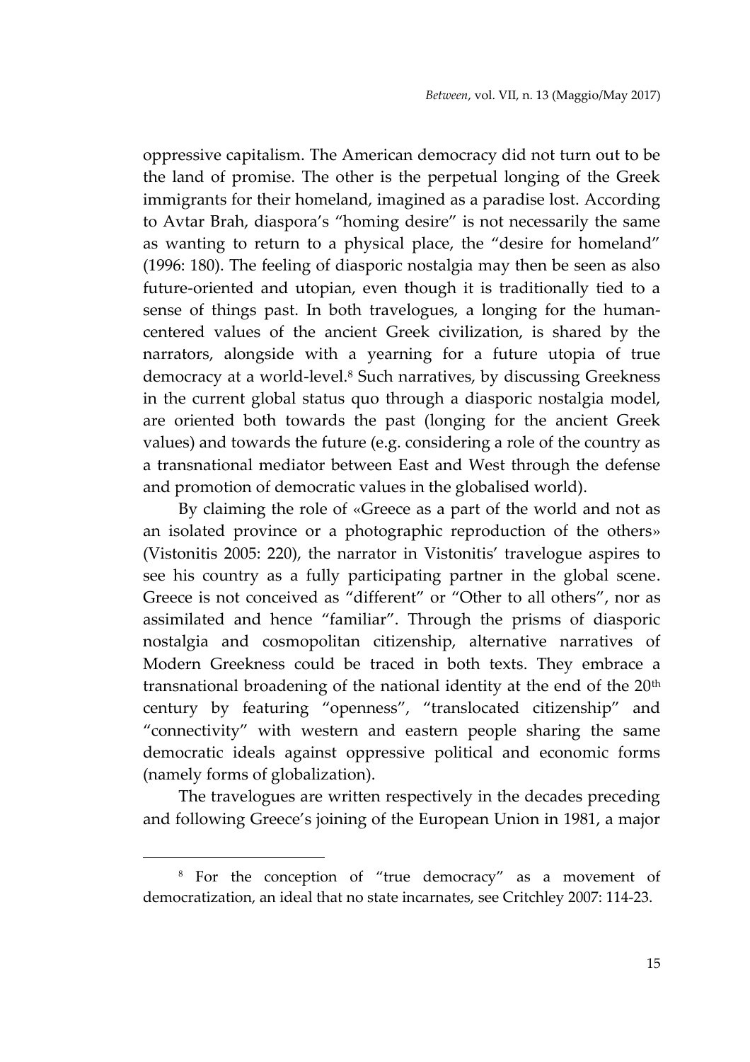oppressive capitalism. The American democracy did not turn out to be the land of promise. The other is the perpetual longing of the Greek immigrants for their homeland, imagined as a paradise lost. According to Avtar Brah, diaspora's "homing desire" is not necessarily the same as wanting to return to a physical place, the "desire for homeland" (1996: 180). The feeling of diasporic nostalgia may then be seen as also future-oriented and utopian, even though it is traditionally tied to a sense of things past. In both travelogues, a longing for the human-centered values of the ancient Greek civilization, is shared by the narrators, alongside with a yearning for a future utopia of true democracy at a world-level.[8] Such narratives, by discussing Greekness in the current global status quo through a diasporic nostalgia model, are oriented both towards the past (longing for the ancient Greek values) and towards the future (e.g. considering a role of the country as a transnational mediator between East and West through the defense and promotion of democratic values in the globalised world).

By claiming the role of «Greece as a part of the world and not as an isolated province or a photographic reproduction of the others» (Vistonitis 2005: 220), the narrator in Vistonitis' travelogue aspires to see his country as a fully participating partner in the global scene. Greece is not conceived as "different" or "Other to all others", nor as assimilated and hence "familiar". Through the prisms of diasporic nostalgia and cosmopolitan citizenship, alternative narratives of Modern Greekness could be traced in both texts. They embrace a transnational broadening of the national identity at the end of the 20th century by featuring "openness", "translocated citizenship" and "connectivity" with western and eastern people sharing the same democratic ideals against oppressive political and economic forms (namely forms of globalization).

The travelogues are written respectively in the decades preceding and following Greece's joining of the European Union in 1981, a major

[8] For the conception of "true democracy" as a movement of democratization, an ideal that no state incarnates, see Critchley 2007: 114-23.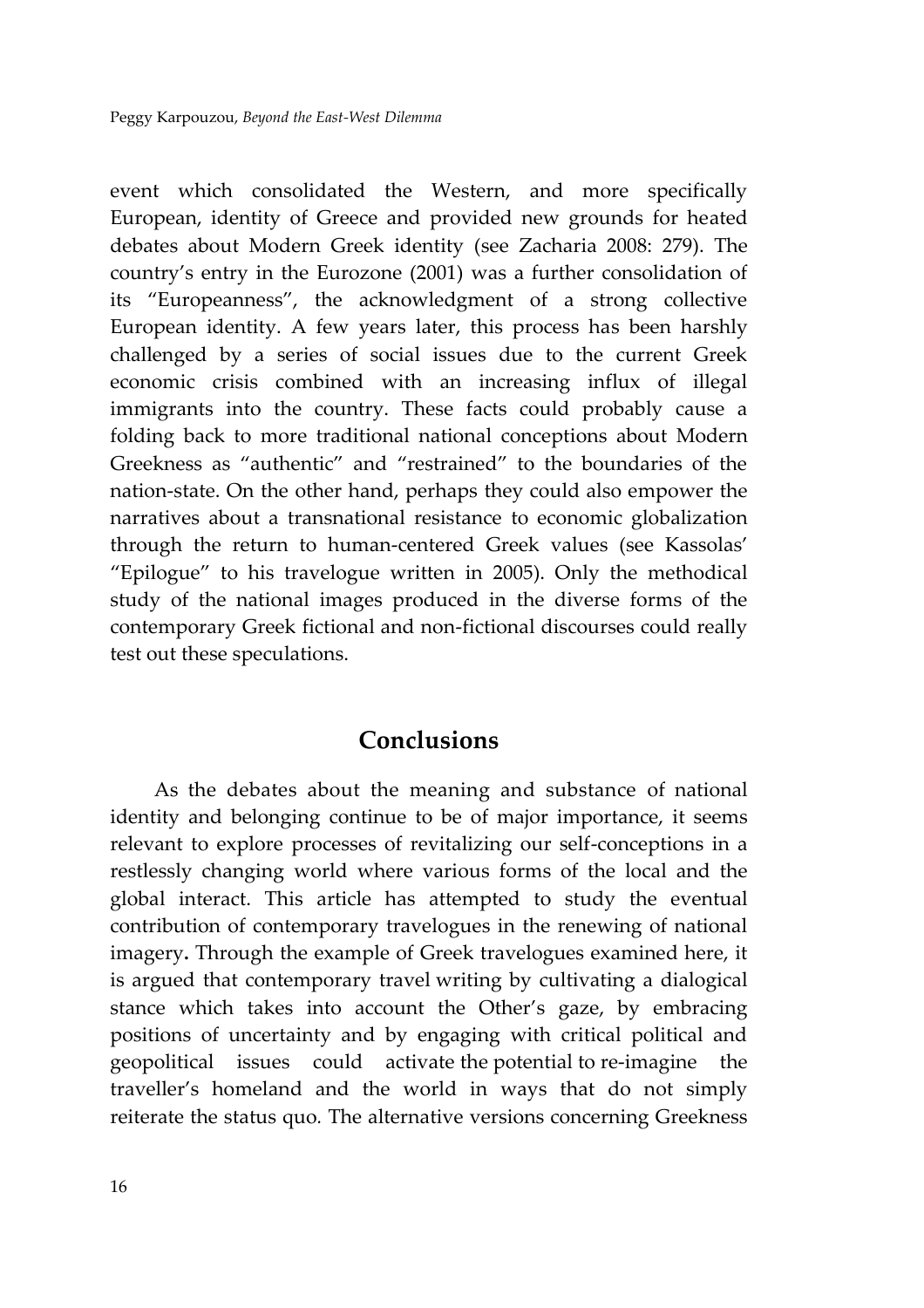event which consolidated the Western, and more specifically European, identity of Greece and provided new grounds for heated debates about Modern Greek identity (see Zacharia 2008: 279). The country's entry in the Eurozone (2001) was a further consolidation of its "Europeanness", the acknowledgment of a strong collective European identity. A few years later, this process has been harshly challenged by a series of social issues due to the current Greek economic crisis combined with an increasing influx of illegal immigrants into the country. These facts could probably cause a folding back to more traditional national conceptions about Modern Greekness as "authentic" and "restrained" to the boundaries of the nation-state. On the other hand, perhaps they could also empower the narratives about a transnational resistance to economic globalization through the return to human-centered Greek values (see Kassolas' "Epilogue" to his travelogue written in 2005). Only the methodical study of the national images produced in the diverse forms of the contemporary Greek fictional and non-fictional discourses could really test out these speculations.

## Conclusions

As the debates about the meaning and substance of national identity and belonging continue to be of major importance, it seems relevant to explore processes of revitalizing our self-conceptions in a restlessly changing world where various forms of the local and the global interact. This article has attempted to study the eventual contribution of contemporary travelogues in the renewing of national imagery**.** Through the example of Greek travelogues examined here, it is argued that contemporary travel writing by cultivating a dialogical stance which takes into account the Other's gaze, by embracing positions of uncertainty and by engaging with critical political and geopolitical issues could activate the potential to re-imagine the traveller's homeland and the world in ways that do not simply reiterate the status quo. The alternative versions concerning Greekness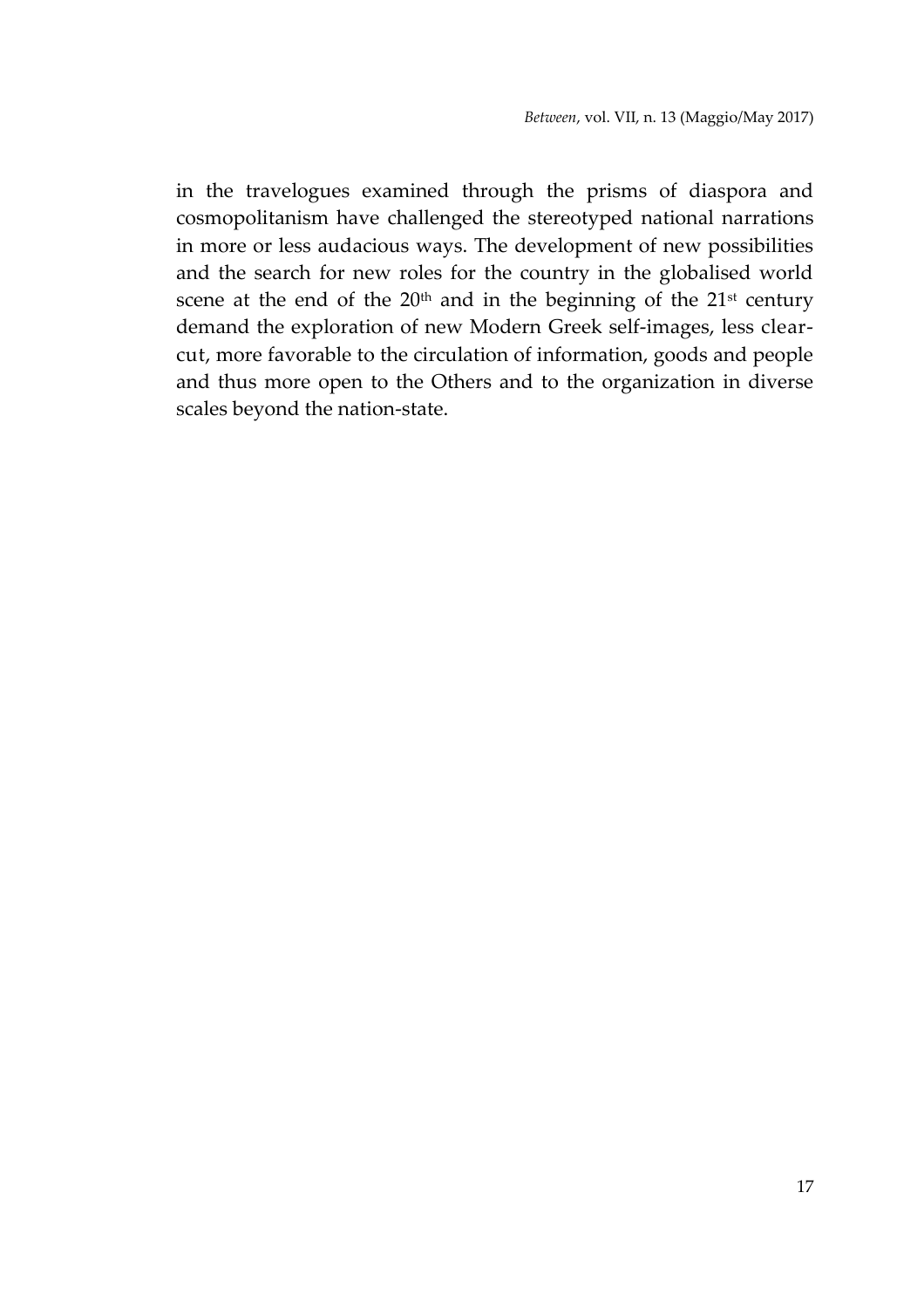in the travelogues examined through the prisms of diaspora and cosmopolitanism have challenged the stereotyped national narrations in more or less audacious ways. The development of new possibilities and the search for new roles for the country in the globalised world scene at the end of the 20th and in the beginning of the 21st century demand the exploration of new Modern Greek self-images, less clear-cut, more favorable to the circulation of information, goods and people and thus more open to the Others and to the organization in diverse scales beyond the nation-state.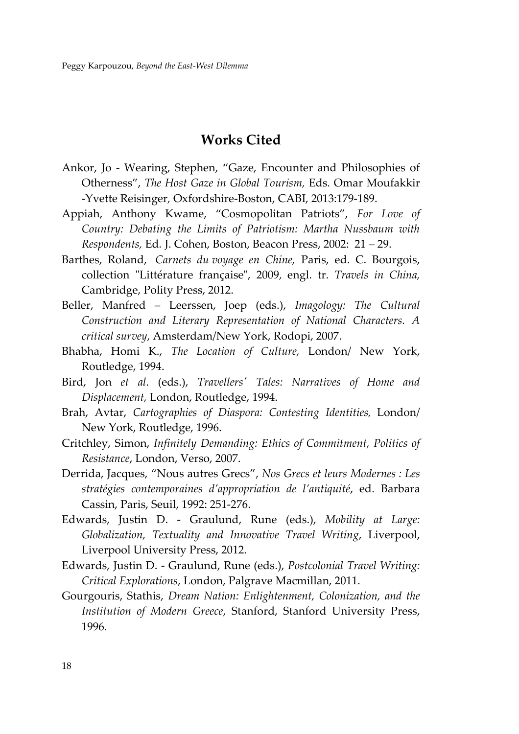## Works Cited

Ankor, Jo - Wearing, Stephen, "Gaze, Encounter and Philosophies of Otherness", *The Host Gaze in Global Tourism,* Eds. Omar Moufakkir -Yvette Reisinger, Oxfordshire-Boston, CABI, 2013:179-189.

Appiah, Anthony Kwame, "Cosmopolitan Patriots", *For Love of Country: Debating the Limits of Patriotism: Martha Nussbaum with Respondents,* Ed. J. Cohen, Boston, Beacon Press, 2002: 21 – 29.

Barthes, Roland, *Carnets du voyage en Chine,* Paris, ed. C. Bourgois, collection "Littérature française", 2009, engl. tr. *Travels in China,* Cambridge, Polity Press, 2012.

Beller, Manfred – Leerssen, Joep (eds.), *Imagology: The Cultural Construction and Literary Representation of National Characters. A critical survey*, Amsterdam/New York, Rodopi, 2007.

Bhabha, Homi K., *The Location of Culture,* London/ New York, Routledge, 1994.

Bird, Jon *et al*. (eds.), *Travellers' Tales: Narratives of Home and Displacement,* London, Routledge, 1994.

Brah, Avtar, *Cartographies of Diaspora: Contesting Identities,* London/ New York, Routledge, 1996.

Critchley, Simon, *Infinitely Demanding: Ethics of Commitment, Politics of Resistance*, London, Verso, 2007.

Derrida, Jacques, "Nous autres Grecs", *Nos Grecs et leurs Modernes : Les stratégies contemporaines d'appropriation de l'antiquité*, ed. Barbara Cassin, Paris, Seuil, 1992: 251-276.

Edwards, Justin D. - Graulund, Rune (eds.), *Mobility at Large: Globalization, Textuality and Innovative Travel Writing*, Liverpool, Liverpool University Press, 2012.

Edwards, Justin D. - Graulund, Rune (eds.), *Postcolonial Travel Writing: Critical Explorations*, London, Palgrave Macmillan, 2011.

Gourgouris, Stathis, *Dream Nation: Enlightenment, Colonization, and the Institution of Modern Greece*, Stanford, Stanford University Press, 1996.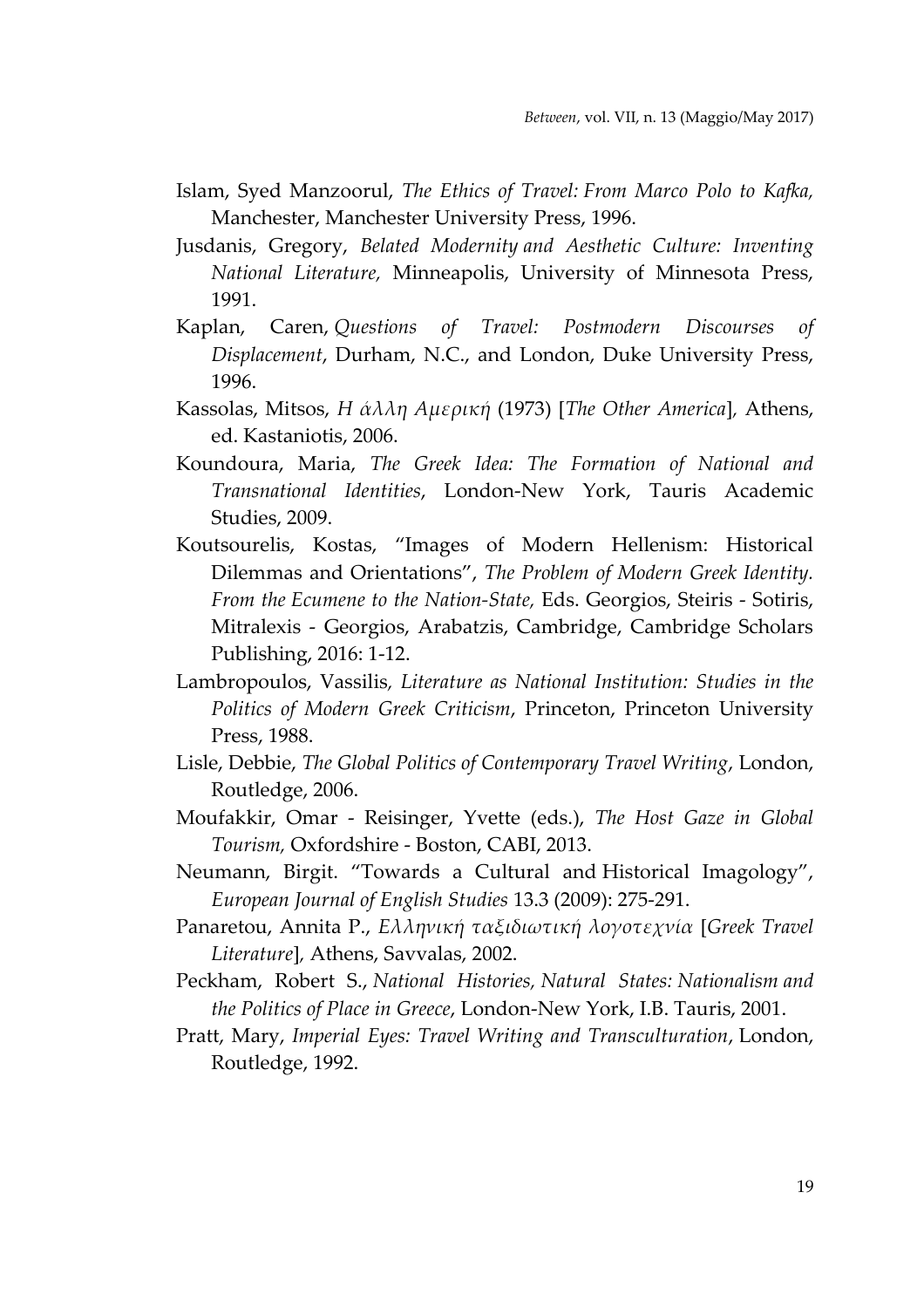Islam, Syed Manzoorul, *The Ethics of Travel: From Marco Polo to Kafka,* Manchester, Manchester University Press, 1996.

Jusdanis, Gregory, *Belated Modernity and Aesthetic Culture: Inventing National Literature,* Minneapolis, University of Minnesota Press, 1991.

Kaplan, Caren, *Questions of Travel: Postmodern Discourses of Displacement*, Durham, N.C., and London, Duke University Press, 1996.

Kassolas, Mitsos, *Η άλλη Αμερική* (1973) [*The Other America*], Athens, ed. Kastaniotis, 2006.

Koundoura, Maria, *The Greek Idea: The Formation of National and Transnational Identities*, London-New York, Tauris Academic Studies, 2009.

Koutsourelis, Kostas, "Images of Modern Hellenism: Historical Dilemmas and Orientations", *The Problem of Modern Greek Identity. From the Ecumene to the Nation-State,* Eds. Georgios, Steiris - Sotiris, Mitralexis - Georgios, Arabatzis, Cambridge, Cambridge Scholars Publishing, 2016: 1-12.

Lambropoulos, Vassilis, *Literature as National Institution: Studies in the Politics of Modern Greek Criticism*, Princeton, Princeton University Press, 1988.

Lisle, Debbie, *The Global Politics of Contemporary Travel Writing*, London, Routledge, 2006.

Moufakkir, Omar - Reisinger, Yvette (eds.), *The Host Gaze in Global Tourism,* Oxfordshire - Boston, CABI, 2013.

Neumann, Birgit. "Towards a Cultural and Historical Imagology", *European Journal of English Studies* 13.3 (2009): 275-291.

Panaretou, Annita P., *Ελληνική ταξιδιωτική λογοτεχνία* [*Greek Travel Literature*], Athens, Savvalas, 2002.

Peckham, Robert S., *National Histories, Natural States: Nationalism and the Politics of Place in Greece*, London-New York, I.B. Tauris, 2001.

Pratt, Mary, *Imperial Eyes: Travel Writing and Transculturation*, London, Routledge, 1992.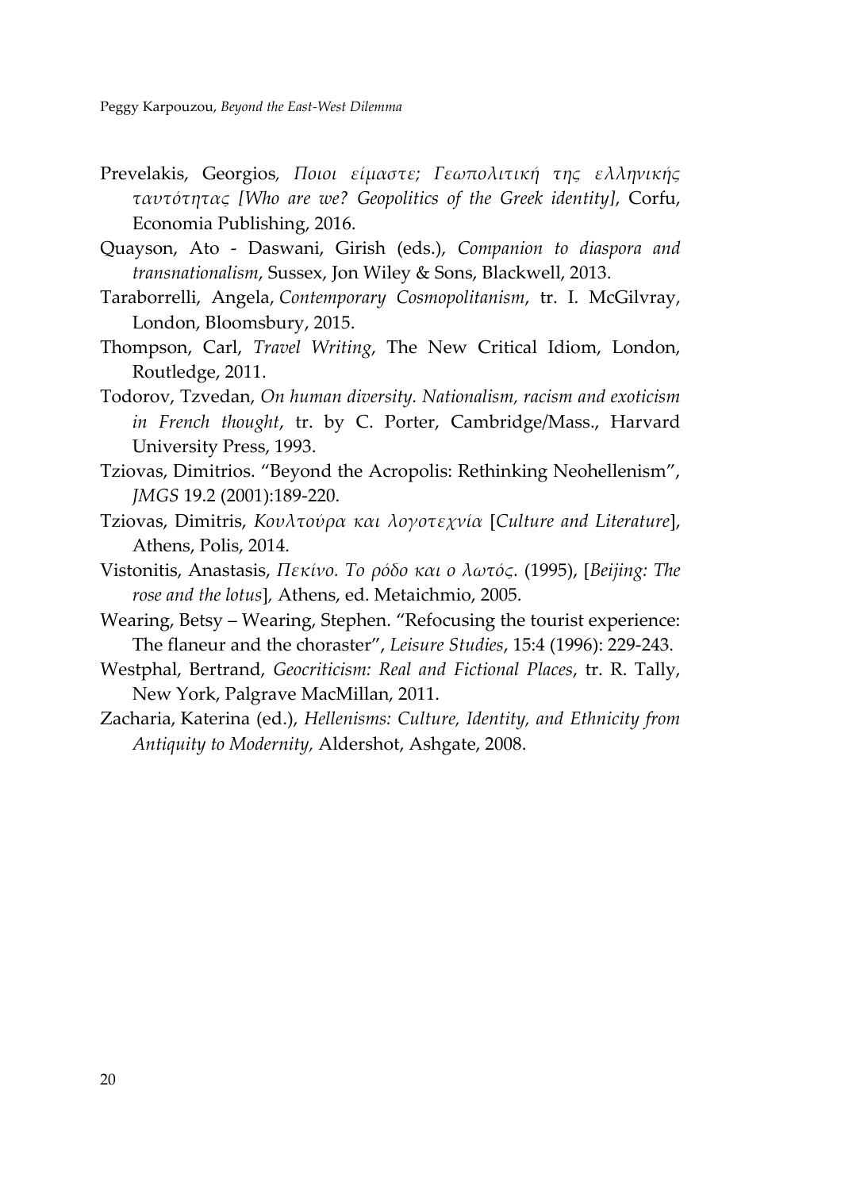Prevelakis, Georgios, *Ποιοι είμαστε; Γεωπολιτική της ελληνικής ταυτότητας [Who are we? Geopolitics of the Greek identity]*, Corfu, Economia Publishing, 2016.

Quayson, Ato - Daswani, Girish (eds.), *Companion to diaspora and transnationalism*, Sussex, Jon Wiley & Sons, Blackwell, 2013.

Taraborrelli, Angela, *Contemporary Cosmopolitanism*, tr. I. McGilvray, London, Bloomsbury, 2015.

Thompson, Carl, *Travel Writing*, The New Critical Idiom, London, Routledge, 2011.

Todorov, Tzvedan, *On human diversity. Nationalism, racism and exoticism in French thought*, tr. by C. Porter, Cambridge/Mass., Harvard University Press, 1993.

Tziovas, Dimitrios. "Beyond the Acropolis: Rethinking Neohellenism", *JMGS* 19.2 (2001):189-220.

Tziovas, Dimitris, *Κουλτούρα και λογοτεχνία* [*Culture and Literature*], Athens, Polis, 2014.

Vistonitis, Anastasis, *Πεκίνο. Το ρόδο και ο λωτός*. (1995), [*Beijing: The rose and the lotus*], Athens, ed. Metaichmio, 2005.

Wearing, Betsy – Wearing, Stephen. "Refocusing the tourist experience: The flaneur and the choraster", *Leisure Studies*, 15:4 (1996): 229-243.

Westphal, Bertrand, *Geocriticism: Real and Fictional Places*, tr. R. Tally, New York, Palgrave MacMillan, 2011.

Zacharia, Katerina (ed.), *Hellenisms: Culture, Identity, and Ethnicity from Antiquity to Modernity,* Aldershot, Ashgate, 2008.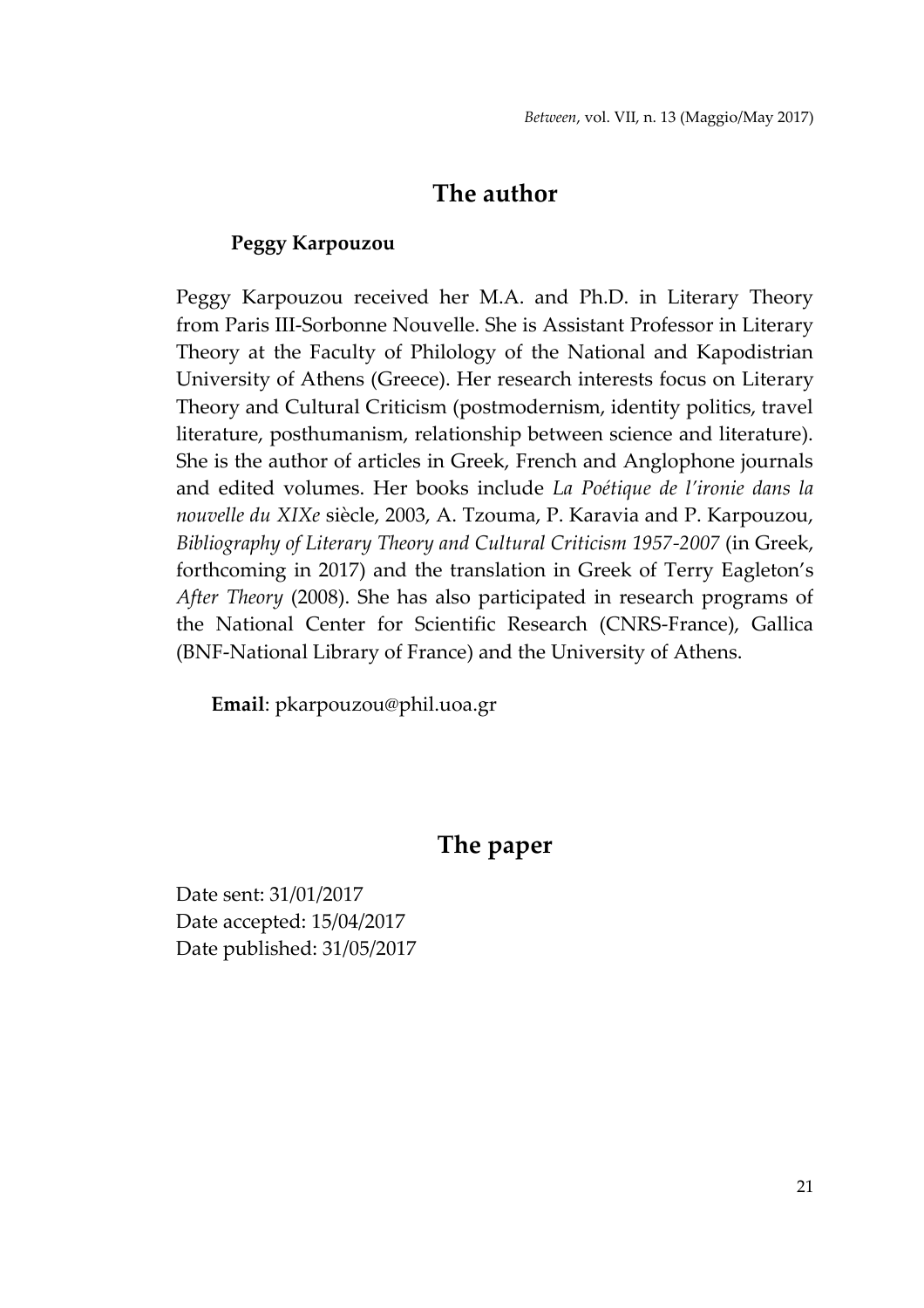## The author

**Peggy Karpouzou**

Peggy Karpouzou received her M.A. and Ph.D. in Literary Theory from Paris III-Sorbonne Nouvelle. She is Assistant Professor in Literary Theory at the Faculty of Philology of the National and Kapodistrian University of Athens (Greece). Her research interests focus on Literary Theory and Cultural Criticism (postmodernism, identity politics, travel literature, posthumanism, relationship between science and literature). She is the author of articles in Greek, French and Anglophone journals and edited volumes. Her books include *La Poétique de l'ironie dans la nouvelle du XIXe* siècle, 2003, A. Tzouma, P. Karavia and P. Karpouzou, *Bibliography of Literary Theory and Cultural Criticism 1957-2007* (in Greek, forthcoming in 2017) and the translation in Greek of Terry Eagleton's *After Theory* (2008). She has also participated in research programs of the National Center for Scientific Research (CNRS-France), Gallica (BNF-National Library of France) and the University of Athens.

**Email**: pkarpouzou@phil.uoa.gr

## The paper

Date sent: 31/01/2017
Date accepted: 15/04/2017
Date published: 31/05/2017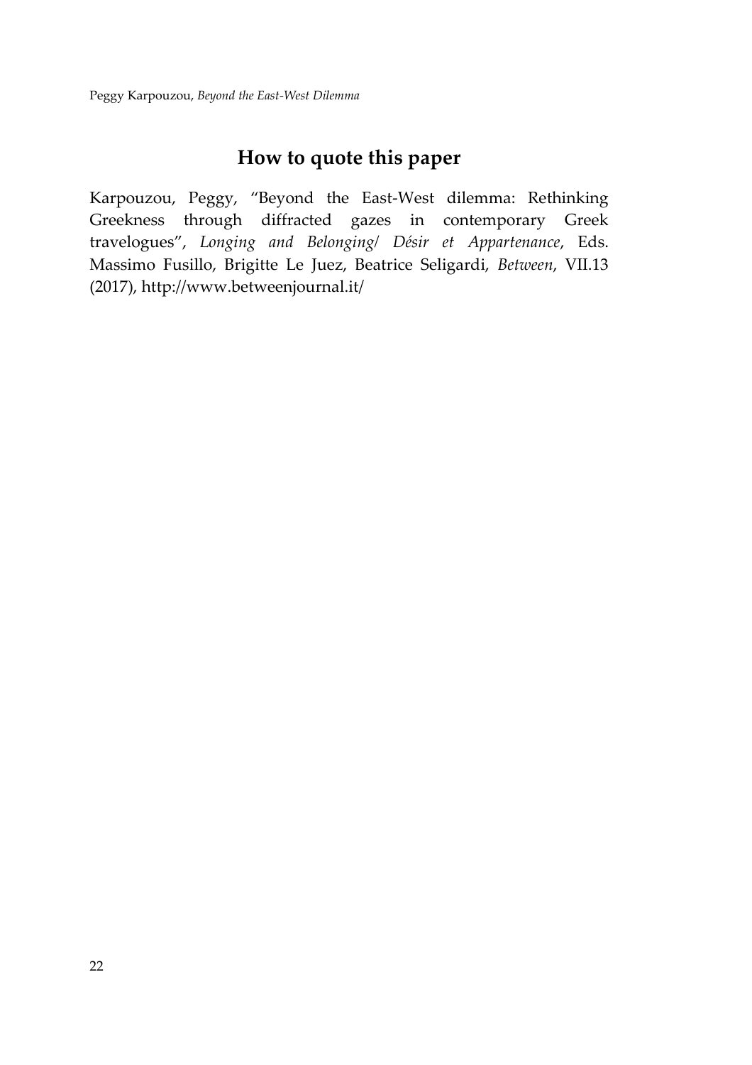## How to quote this paper

Karpouzou, Peggy, "Beyond the East-West dilemma: Rethinking Greekness through diffracted gazes in contemporary Greek travelogues", *Longing and Belonging/ Désir et Appartenance*, Eds. Massimo Fusillo, Brigitte Le Juez, Beatrice Seligardi, *Between*, VII.13 (2017), http://www.betweenjournal.it/